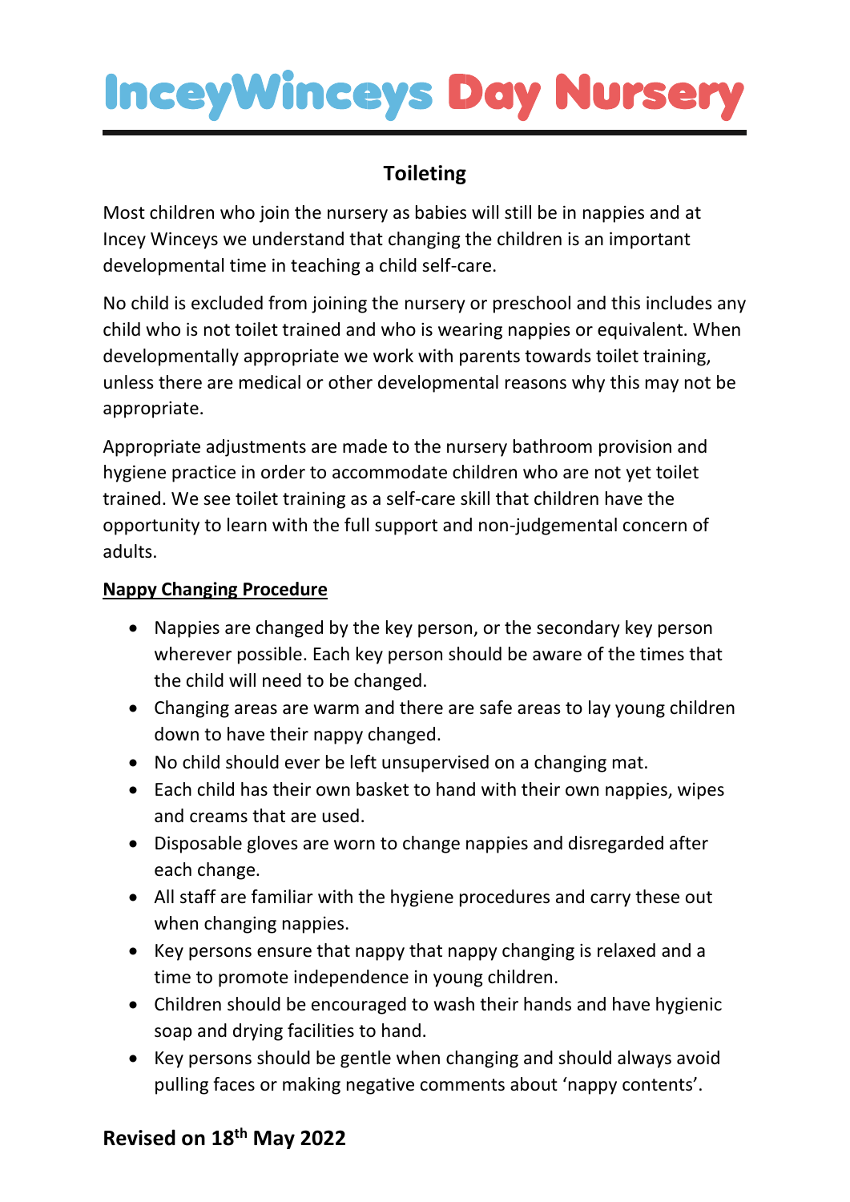# IncеyWinceys Day Nursery

## Toileting

Most children who join the nursery as babies will still be in nappies and at Incey Winceys we understand that changing the children is an important developmental time in teaching a child self-care.

No child is excluded from joining the nursery or preschool and this includes any child who is not toilet trained and who is wearing nappies or equivalent. When developmentally appropriate we work with parents towards toilet training, unless there are medical or other developmental reasons why this may not be appropriate.

Appropriate adjustments are made to the nursery bathroom provision and hygiene practice in order to accommodate children who are not yet toilet trained. We see toilet training as a self-care skill that children have the opportunity to learn with the full support and non-judgemental concern of adults.

**Nappy Changing Procedure**

- Nappies are changed by the key person, or the secondary key person wherever possible. Each key person should be aware of the times that the child will need to be changed.
- Changing areas are warm and there are safe areas to lay young children down to have their nappy changed.
- No child should ever be left unsupervised on a changing mat.
- Each child has their own basket to hand with their own nappies, wipes and creams that are used.
- Disposable gloves are worn to change nappies and disregarded after each change.
- All staff are familiar with the hygiene procedures and carry these out when changing nappies.
- Key persons ensure that nappy that nappy changing is relaxed and a time to promote independence in young children.
- Children should be encouraged to wash their hands and have hygienic soap and drying facilities to hand.
- Key persons should be gentle when changing and should always avoid pulling faces or making negative comments about 'nappy contents'.

**Revised on 18th May 2022**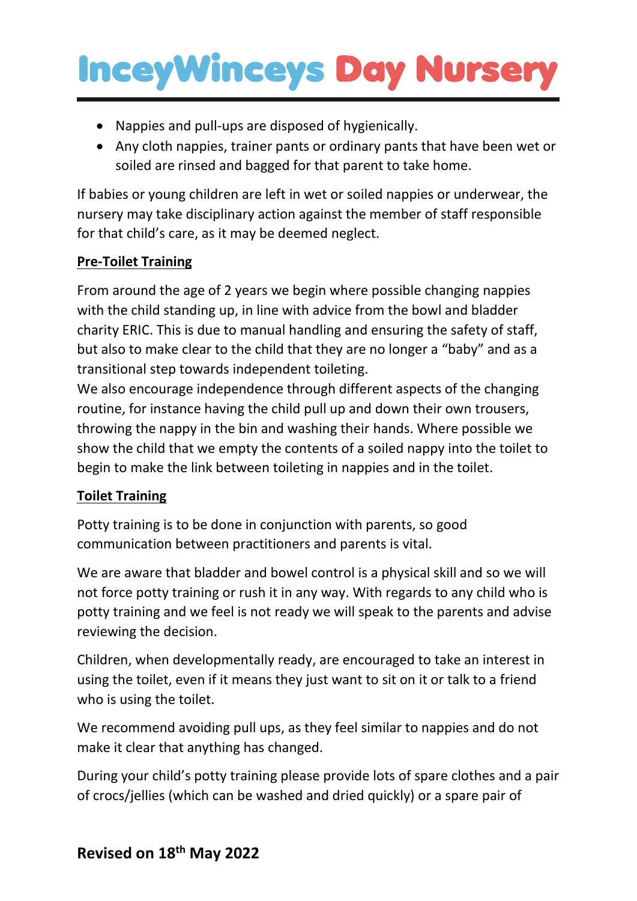- Nappies and pull-ups are disposed of hygienically.
- Any cloth nappies, trainer pants or ordinary pants that have been wet or soiled are rinsed and bagged for that parent to take home.

If babies or young children are left in wet or soiled nappies or underwear, the nursery may take disciplinary action against the member of staff responsible for that child's care, as it may be deemed neglect.

**Pre-Toilet Training**

From around the age of 2 years we begin where possible changing nappies with the child standing up, in line with advice from the bowl and bladder charity ERIC. This is due to manual handling and ensuring the safety of staff, but also to make clear to the child that they are no longer a "baby" and as a transitional step towards independent toileting.
We also encourage independence through different aspects of the changing routine, for instance having the child pull up and down their own trousers, throwing the nappy in the bin and washing their hands. Where possible we show the child that we empty the contents of a soiled nappy into the toilet to begin to make the link between toileting in nappies and in the toilet.

**Toilet Training**

Potty training is to be done in conjunction with parents, so good communication between practitioners and parents is vital.

We are aware that bladder and bowel control is a physical skill and so we will not force potty training or rush it in any way. With regards to any child who is potty training and we feel is not ready we will speak to the parents and advise reviewing the decision.

Children, when developmentally ready, are encouraged to take an interest in using the toilet, even if it means they just want to sit on it or talk to a friend who is using the toilet.

We recommend avoiding pull ups, as they feel similar to nappies and do not make it clear that anything has changed.

During your child's potty training please provide lots of spare clothes and a pair of crocs/jellies (which can be washed and dried quickly) or a spare pair of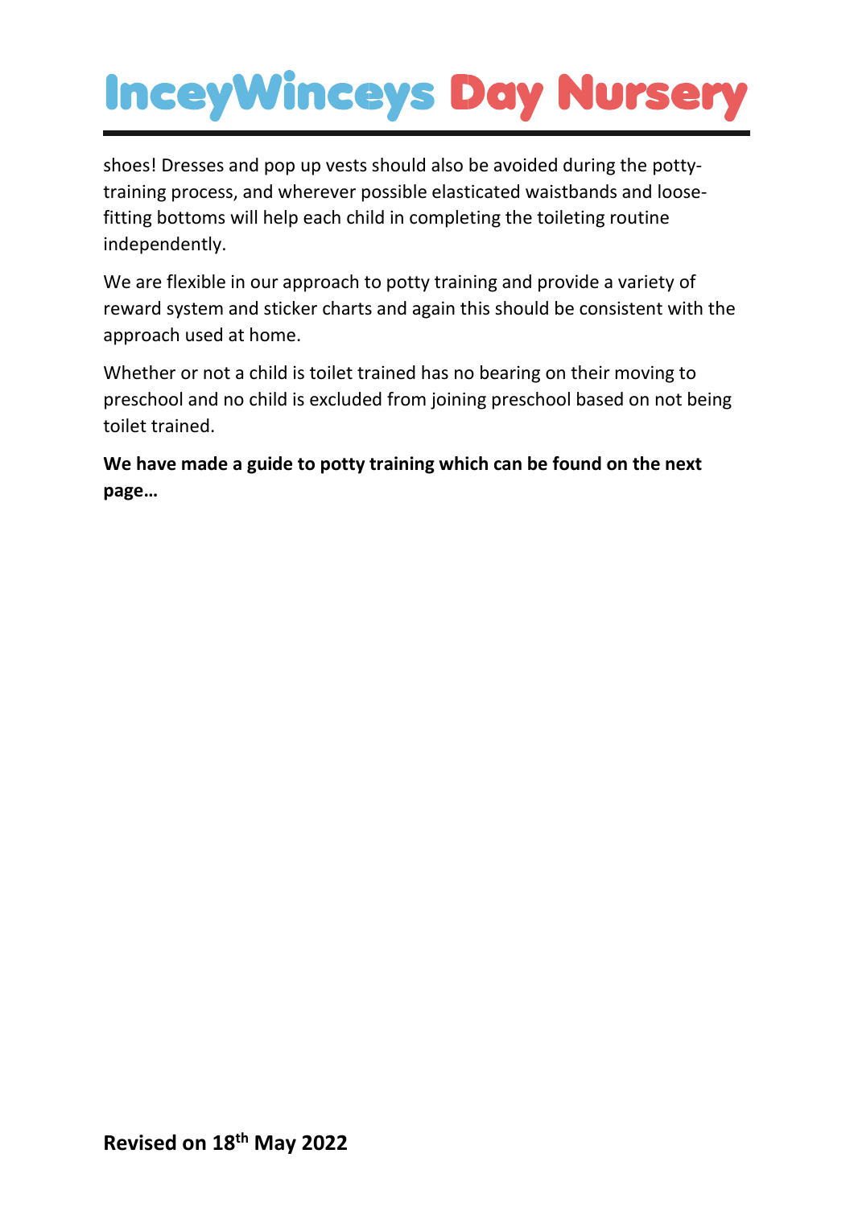shoes! Dresses and pop up vests should also be avoided during the potty-training process, and wherever possible elasticated waistbands and loose-fitting bottoms will help each child in completing the toileting routine independently.

We are flexible in our approach to potty training and provide a variety of reward system and sticker charts and again this should be consistent with the approach used at home.

Whether or not a child is toilet trained has no bearing on their moving to preschool and no child is excluded from joining preschool based on not being toilet trained.

**We have made a guide to potty training which can be found on the next page…**

**Revised on 18th May 2022**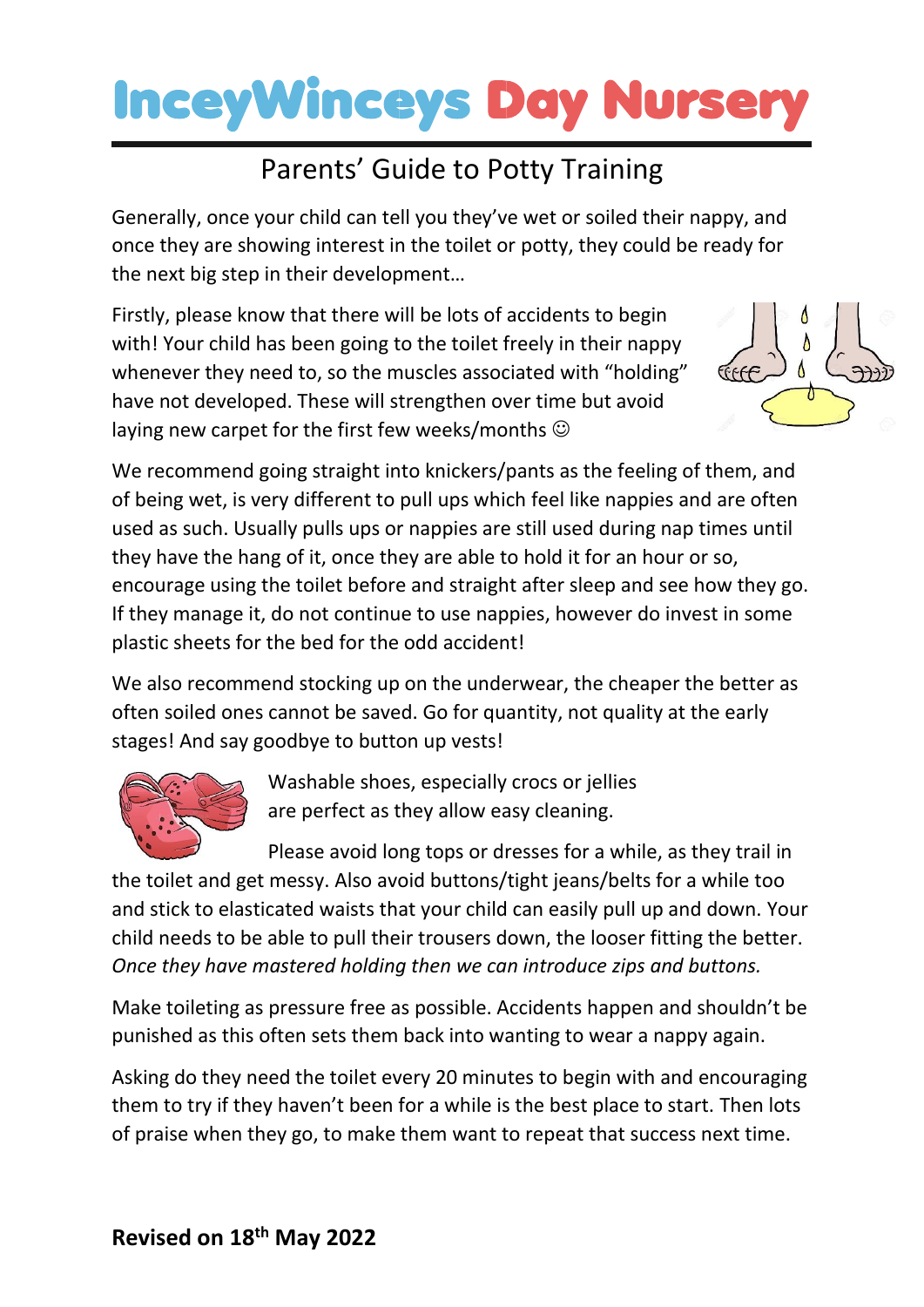# InceyWinceys Day Nursery

## Parents' Guide to Potty Training

Generally, once your child can tell you they've wet or soiled their nappy, and once they are showing interest in the toilet or potty, they could be ready for the next big step in their development…

Firstly, please know that there will be lots of accidents to begin with! Your child has been going to the toilet freely in their nappy whenever they need to, so the muscles associated with "holding" have not developed. These will strengthen over time but avoid laying new carpet for the first few weeks/months ☺

We recommend going straight into knickers/pants as the feeling of them, and of being wet, is very different to pull ups which feel like nappies and are often used as such. Usually pulls ups or nappies are still used during nap times until they have the hang of it, once they are able to hold it for an hour or so, encourage using the toilet before and straight after sleep and see how they go. If they manage it, do not continue to use nappies, however do invest in some plastic sheets for the bed for the odd accident!

We also recommend stocking up on the underwear, the cheaper the better as often soiled ones cannot be saved. Go for quantity, not quality at the early stages! And say goodbye to button up vests!

Washable shoes, especially crocs or jellies are perfect as they allow easy cleaning.

Please avoid long tops or dresses for a while, as they trail in the toilet and get messy. Also avoid buttons/tight jeans/belts for a while too and stick to elasticated waists that your child can easily pull up and down. Your child needs to be able to pull their trousers down, the looser fitting the better. *Once they have mastered holding then we can introduce zips and buttons.*

Make toileting as pressure free as possible. Accidents happen and shouldn't be punished as this often sets them back into wanting to wear a nappy again.

Asking do they need the toilet every 20 minutes to begin with and encouraging them to try if they haven't been for a while is the best place to start. Then lots of praise when they go, to make them want to repeat that success next time.

**Revised on 18th May 2022**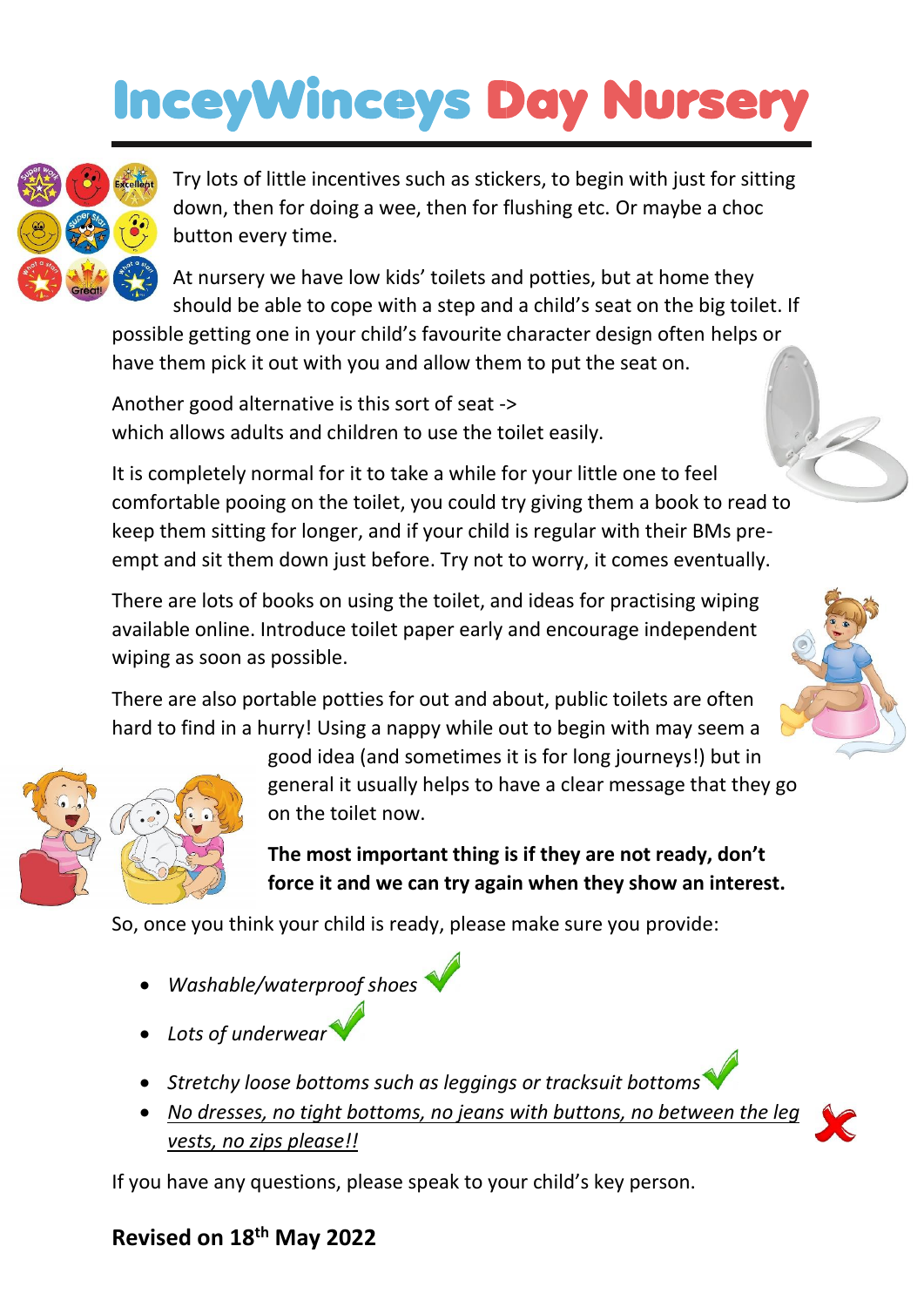# InceyWinceys Day Nursery

Try lots of little incentives such as stickers, to begin with just for sitting down, then for doing a wee, then for flushing etc. Or maybe a choc button every time.

At nursery we have low kids' toilets and potties, but at home they should be able to cope with a step and a child's seat on the big toilet. If possible getting one in your child's favourite character design often helps or have them pick it out with you and allow them to put the seat on.

Another good alternative is this sort of seat ->
which allows adults and children to use the toilet easily.

It is completely normal for it to take a while for your little one to feel comfortable pooing on the toilet, you could try giving them a book to read to keep them sitting for longer, and if your child is regular with their BMs pre-empt and sit them down just before. Try not to worry, it comes eventually.

There are lots of books on using the toilet, and ideas for practising wiping available online. Introduce toilet paper early and encourage independent wiping as soon as possible.

There are also portable potties for out and about, public toilets are often hard to find in a hurry! Using a nappy while out to begin with may seem a good idea (and sometimes it is for long journeys!) but in general it usually helps to have a clear message that they go on the toilet now.

**The most important thing is if they are not ready, don't force it and we can try again when they show an interest.**

So, once you think your child is ready, please make sure you provide:

- *Washable/waterproof shoes* ✓
- *Lots of underwear* ✓
- *Stretchy loose bottoms such as leggings or tracksuit bottoms* ✓
- *No dresses, no tight bottoms, no jeans with buttons, no between the leg vests, no zips please!!* ✗

If you have any questions, please speak to your child's key person.

**Revised on 18th May 2022**